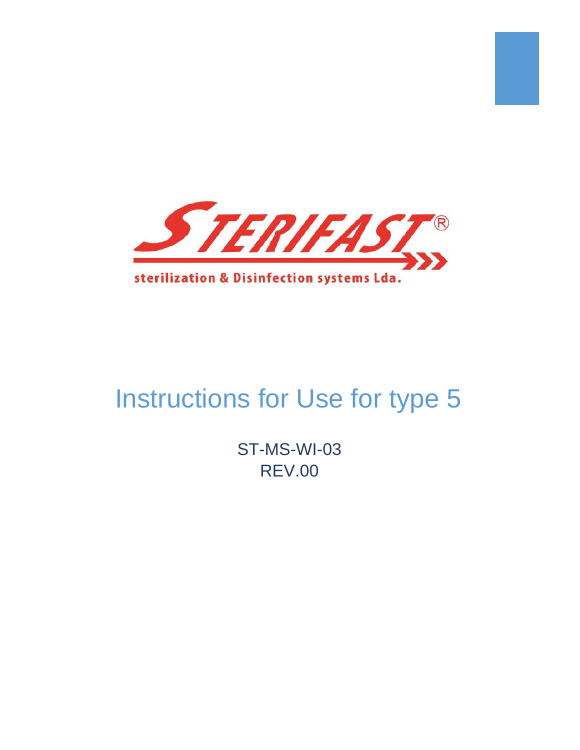STERIFAST®

sterilization & Disinfection systems Lda.

# Instructions for Use for type 5

ST-MS-WI-03

REV.00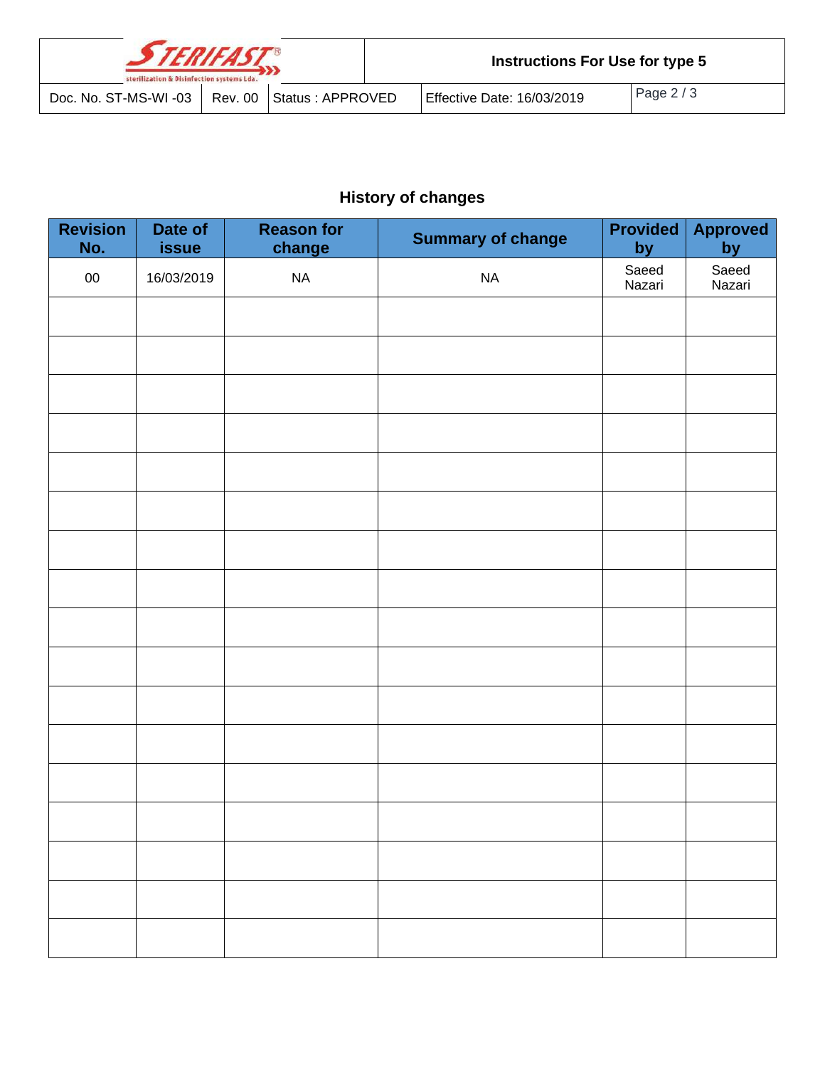## History of changes

| Revision No. | Date of issue | Reason for change | Summary of change | Provided by | Approved by |
|---|---|---|---|---|---|
| 00 | 16/03/2019 | NA | NA | Saeed Nazari | Saeed Nazari |
| | | | | | |
| | | | | | |
| | | | | | |
| | | | | | |
| | | | | | |
| | | | | | |
| | | | | | |
| | | | | | |
| | | | | | |
| | | | | | |
| | | | | | |
| | | | | | |
| | | | | | |
| | | | | | |
| | | | | | |
| | | | | | |
| | | | | | |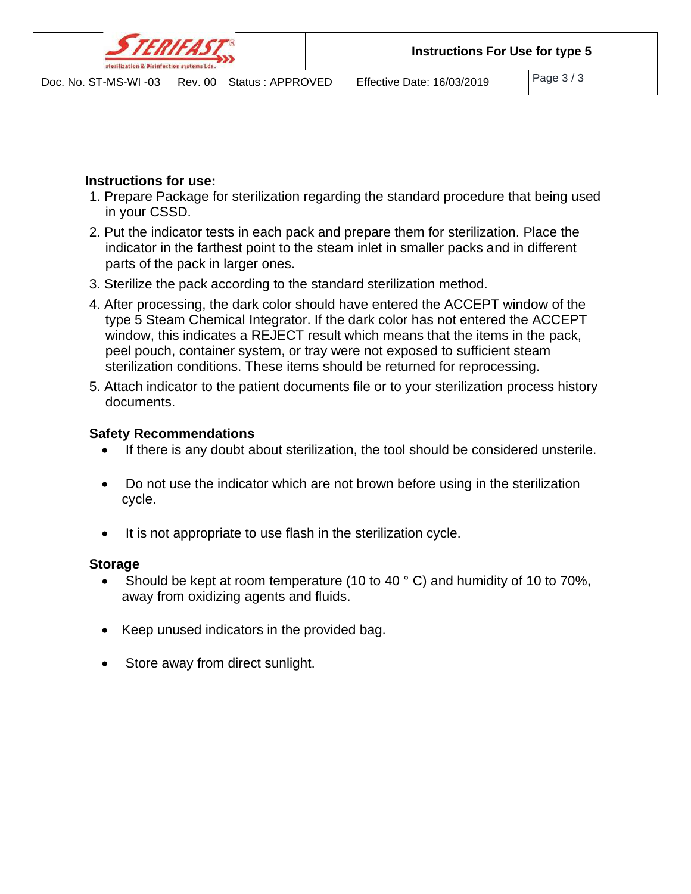**Instructions for use:**

1. Prepare Package for sterilization regarding the standard procedure that being used in your CSSD.
2. Put the indicator tests in each pack and prepare them for sterilization. Place the indicator in the farthest point to the steam inlet in smaller packs and in different parts of the pack in larger ones.
3. Sterilize the pack according to the standard sterilization method.
4. After processing, the dark color should have entered the ACCEPT window of the type 5 Steam Chemical Integrator. If the dark color has not entered the ACCEPT window, this indicates a REJECT result which means that the items in the pack, peel pouch, container system, or tray were not exposed to sufficient steam sterilization conditions. These items should be returned for reprocessing.
5. Attach indicator to the patient documents file or to your sterilization process history documents.

**Safety Recommendations**

- If there is any doubt about sterilization, the tool should be considered unsterile.
- Do not use the indicator which are not brown before using in the sterilization cycle.
- It is not appropriate to use flash in the sterilization cycle.

**Storage**

- Should be kept at room temperature (10 to 40 ° C) and humidity of 10 to 70%, away from oxidizing agents and fluids.
- Keep unused indicators in the provided bag.
- Store away from direct sunlight.